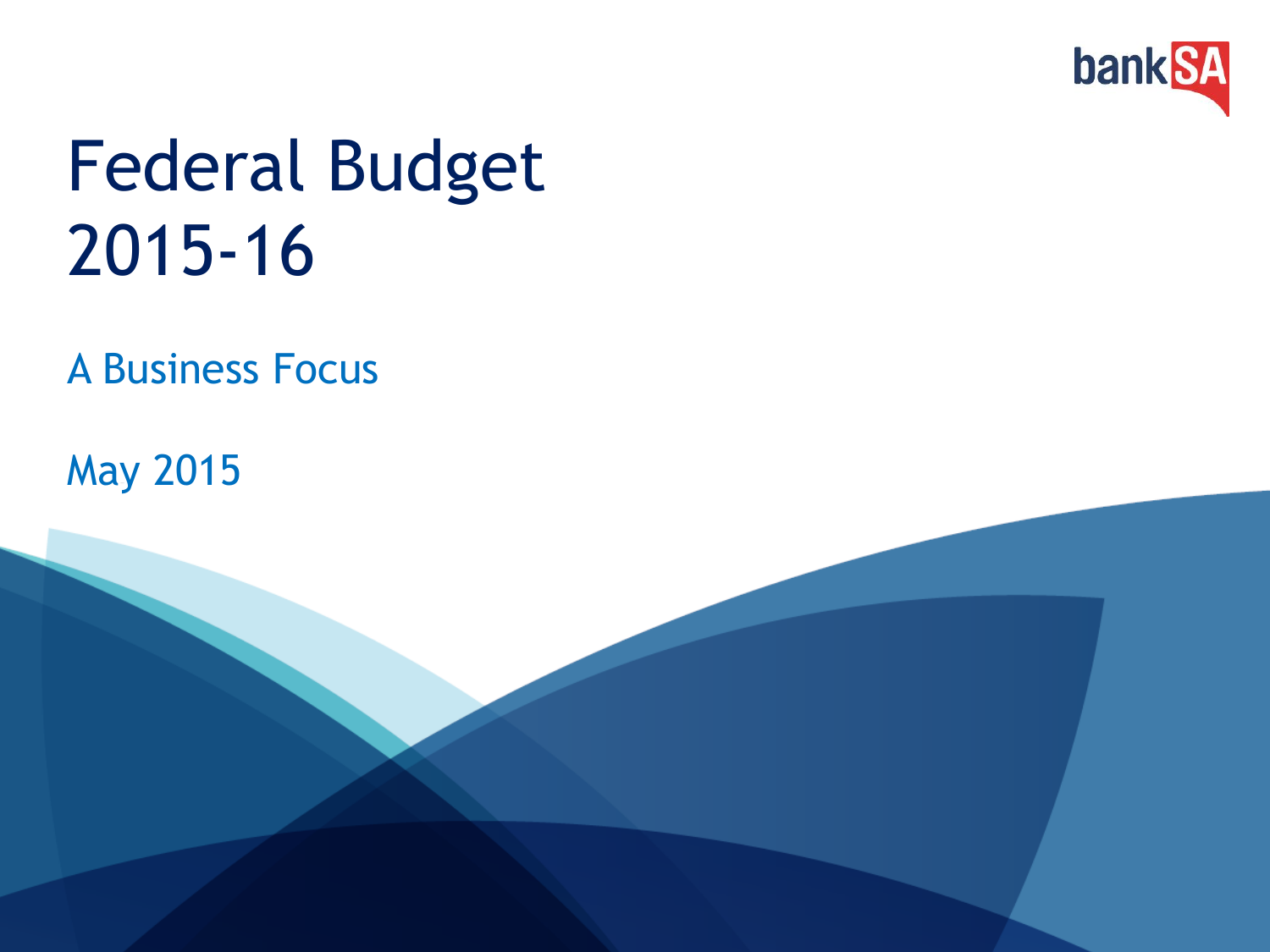bankSA

# Federal Budget 2015-16

## A Business Focus

May 2015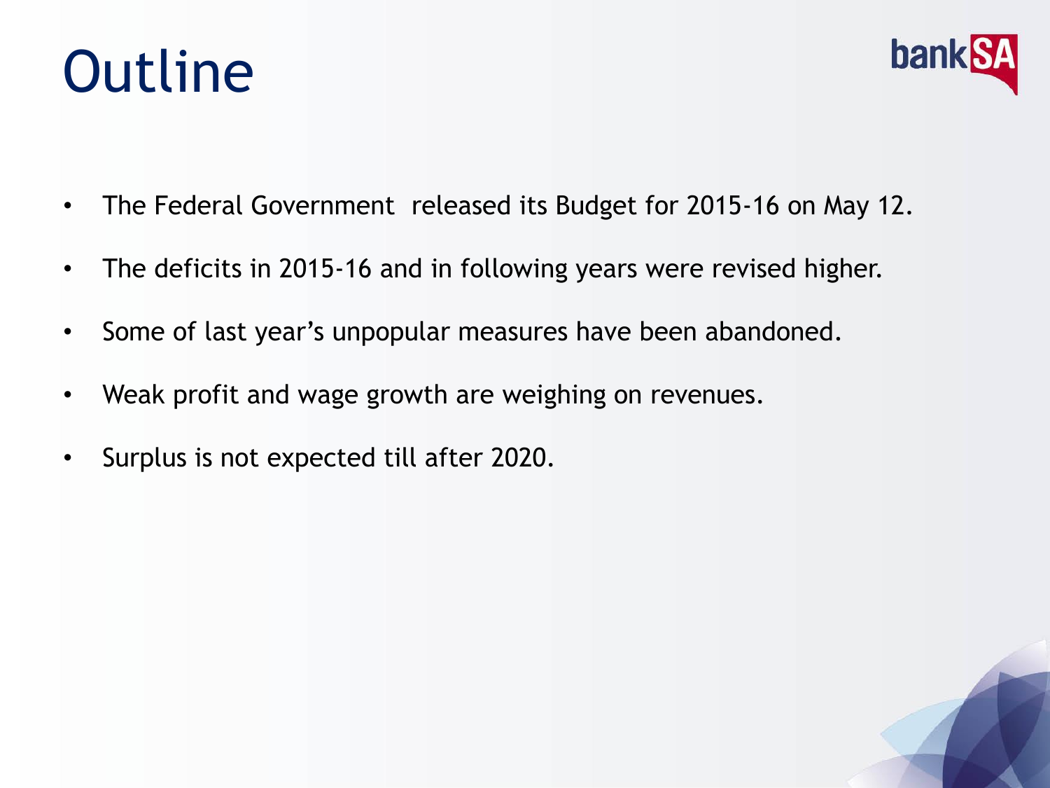# Outline

- The Federal Government  released its Budget for 2015-16 on May 12.
- The deficits in 2015-16 and in following years were revised higher.
- Some of last year's unpopular measures have been abandoned.
- Weak profit and wage growth are weighing on revenues.
- Surplus is not expected till after 2020.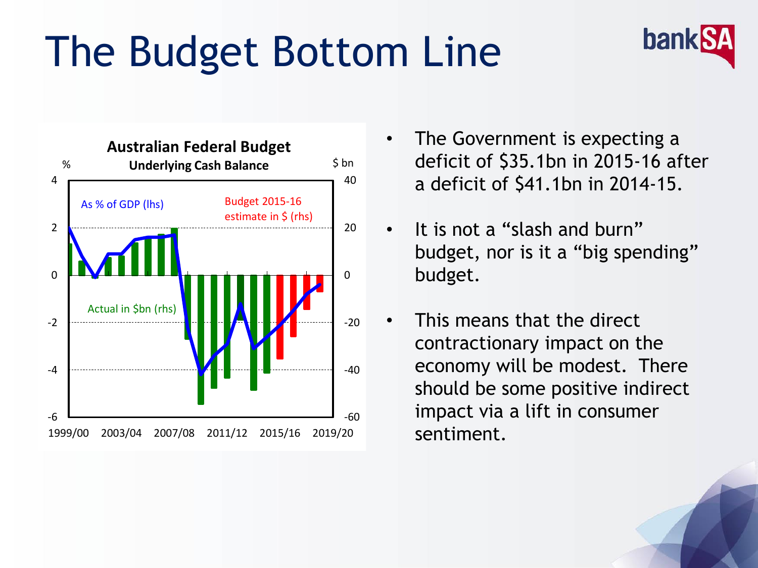# The Budget Bottom Line

**Australian Federal Budget**

**Underlying Cash Balance**

- The Government is expecting a deficit of \$35.1bn in 2015-16 after a deficit of \$41.1bn in 2014-15.
- It is not a "slash and burn" budget, nor is it a "big spending" budget.
- This means that the direct contractionary impact on the economy will be modest. There should be some positive indirect impact via a lift in consumer sentiment.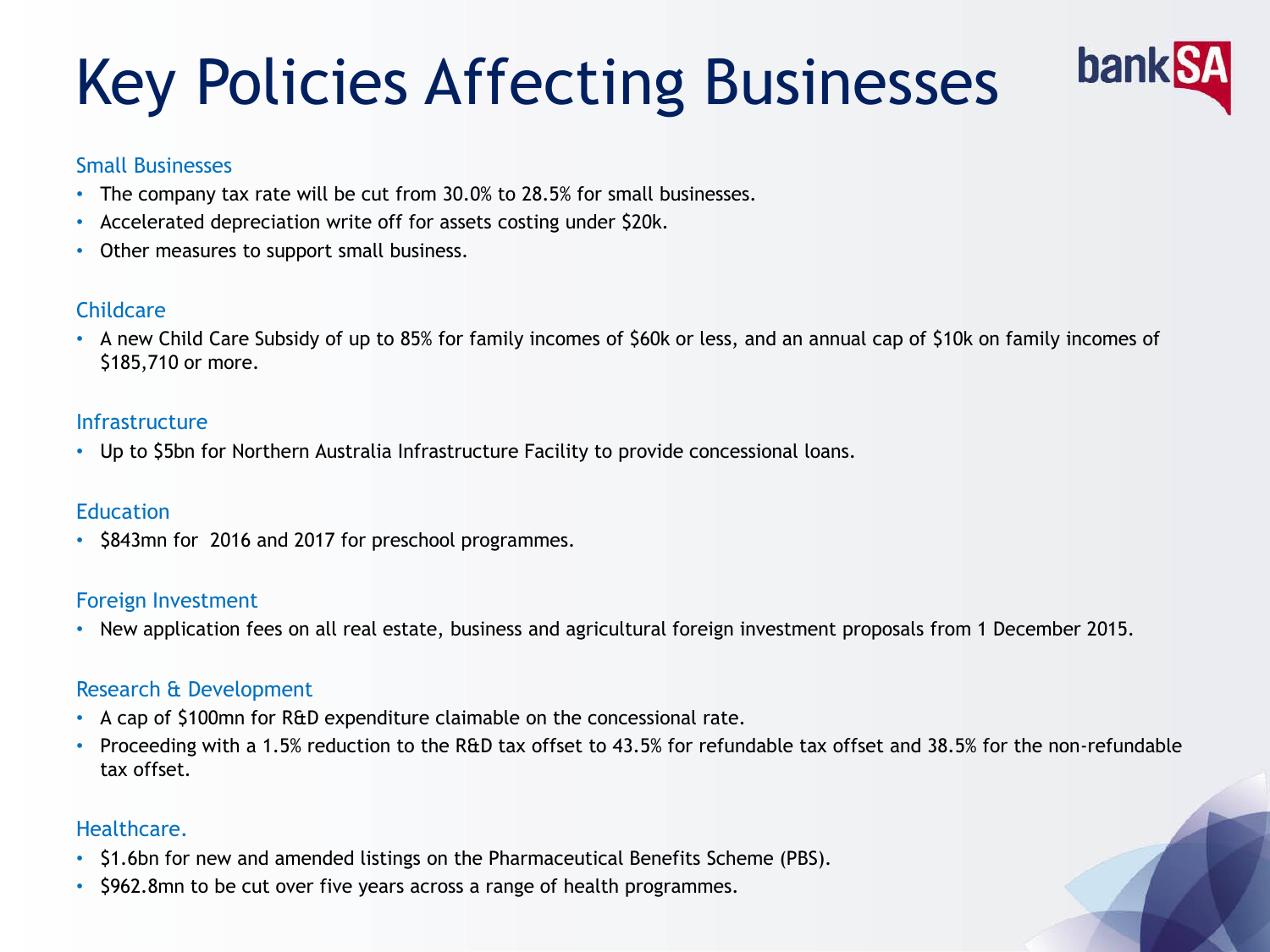# Key Policies Affecting Businesses

### Small Businesses

- The company tax rate will be cut from 30.0% to 28.5% for small businesses.
- Accelerated depreciation write off for assets costing under $20k.
- Other measures to support small business.

### Childcare

- A new Child Care Subsidy of up to 85% for family incomes of $60k or less, and an annual cap of $10k on family incomes of $185,710 or more.

### Infrastructure

- Up to $5bn for Northern Australia Infrastructure Facility to provide concessional loans.

### Education

- $843mn for 2016 and 2017 for preschool programmes.

### Foreign Investment

- New application fees on all real estate, business and agricultural foreign investment proposals from 1 December 2015.

### Research & Development

- A cap of $100mn for R&D expenditure claimable on the concessional rate.
- Proceeding with a 1.5% reduction to the R&D tax offset to 43.5% for refundable tax offset and 38.5% for the non-refundable tax offset.

### Healthcare.

- $1.6bn for new and amended listings on the Pharmaceutical Benefits Scheme (PBS).
- $962.8mn to be cut over five years across a range of health programmes.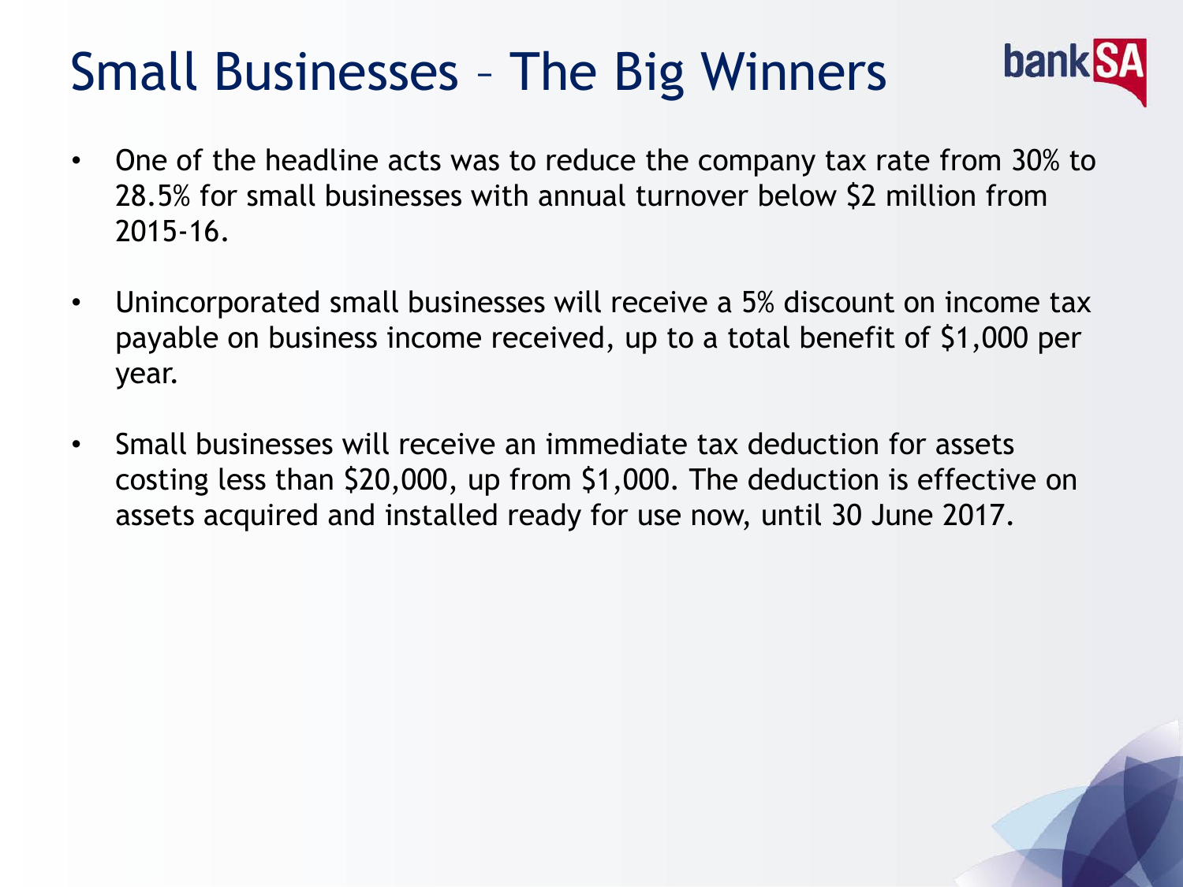# Small Businesses – The Big Winners

- One of the headline acts was to reduce the company tax rate from 30% to 28.5% for small businesses with annual turnover below $2 million from 2015-16.
- Unincorporated small businesses will receive a 5% discount on income tax payable on business income received, up to a total benefit of $1,000 per year.
- Small businesses will receive an immediate tax deduction for assets costing less than $20,000, up from $1,000. The deduction is effective on assets acquired and installed ready for use now, until 30 June 2017.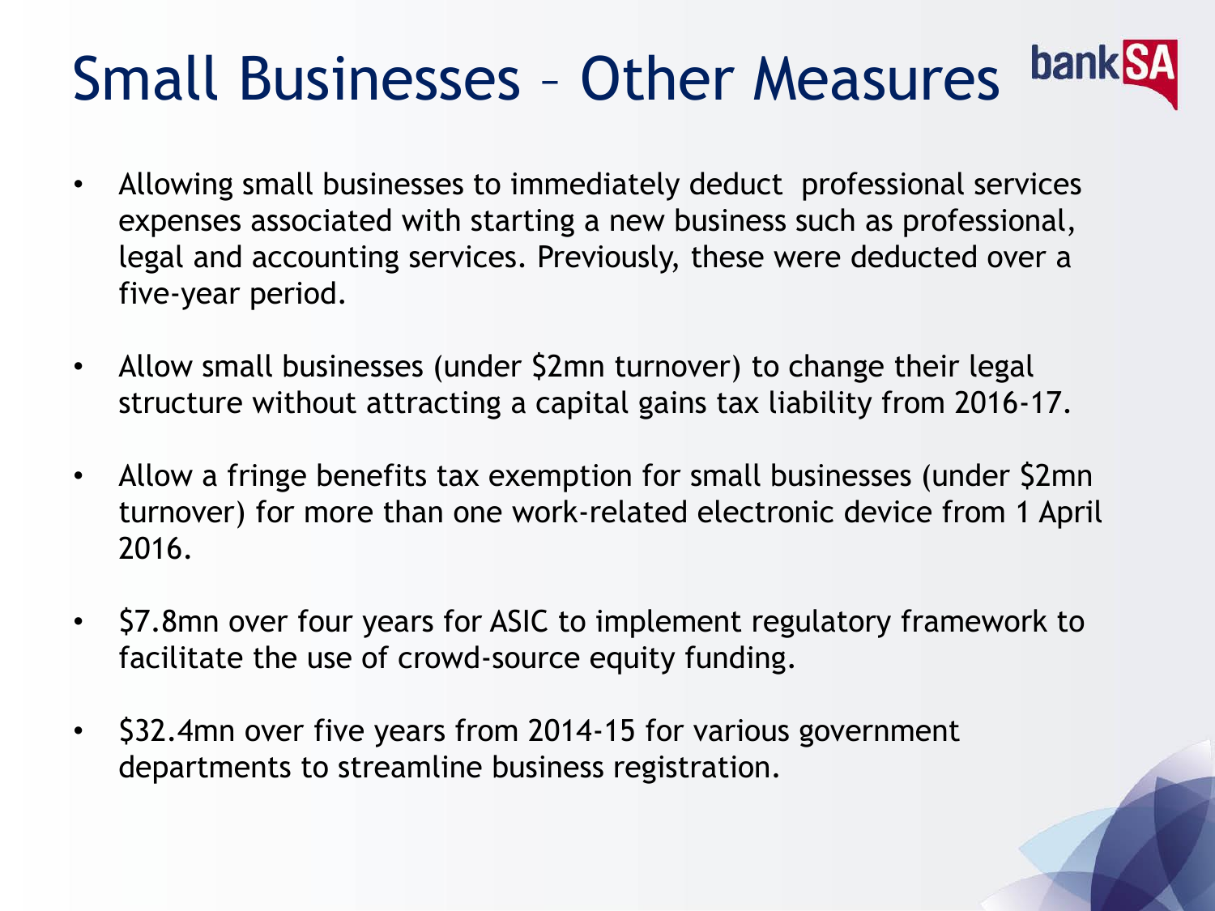# Small Businesses – Other Measures

- Allowing small businesses to immediately deduct professional services expenses associated with starting a new business such as professional, legal and accounting services. Previously, these were deducted over a five-year period.
- Allow small businesses (under $2mn turnover) to change their legal structure without attracting a capital gains tax liability from 2016-17.
- Allow a fringe benefits tax exemption for small businesses (under $2mn turnover) for more than one work-related electronic device from 1 April 2016.
- $7.8mn over four years for ASIC to implement regulatory framework to facilitate the use of crowd-source equity funding.
- $32.4mn over five years from 2014-15 for various government departments to streamline business registration.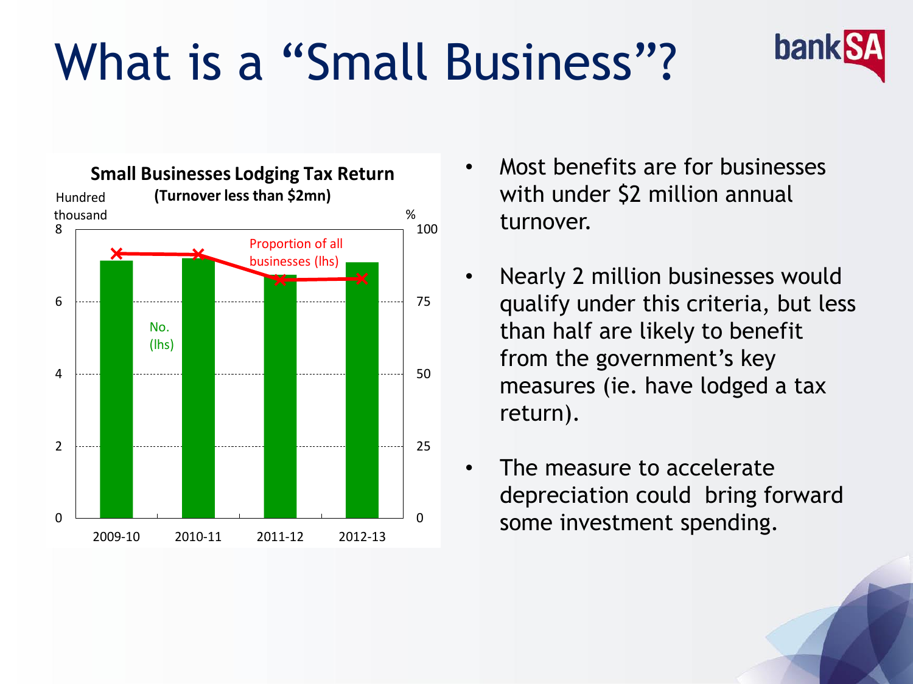# What is a "Small Business"?

**Small Businesses Lodging Tax Return**
**(Turnover less than $2mn)**

- Most benefits are for businesses with under $2 million annual turnover.
- Nearly 2 million businesses would qualify under this criteria, but less than half are likely to benefit from the government's key measures (ie. have lodged a tax return).
- The measure to accelerate depreciation could bring forward some investment spending.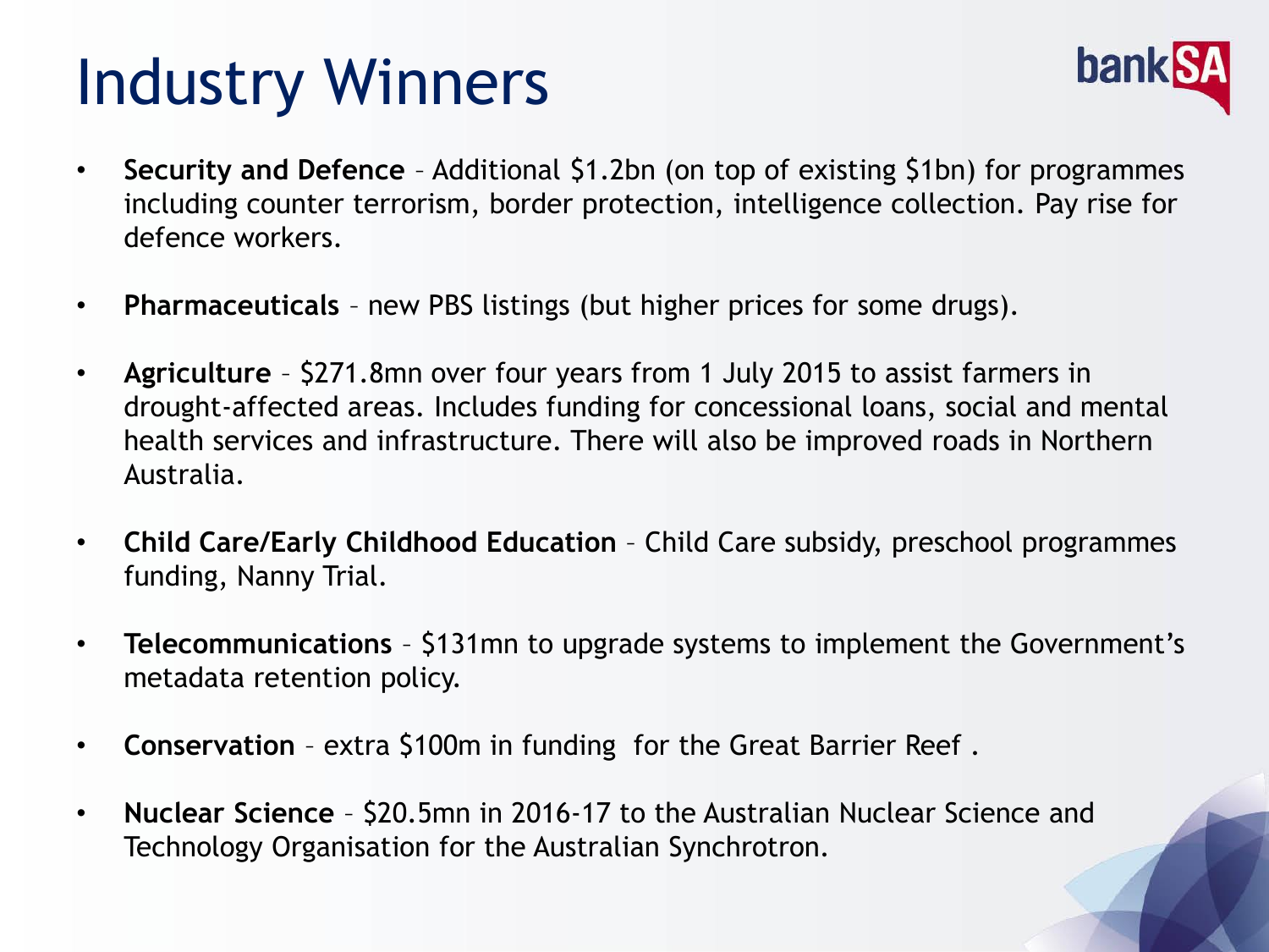# Industry Winners

- **Security and Defence** – Additional $1.2bn (on top of existing $1bn) for programmes including counter terrorism, border protection, intelligence collection. Pay rise for defence workers.
- **Pharmaceuticals** – new PBS listings (but higher prices for some drugs).
- **Agriculture** – $271.8mn over four years from 1 July 2015 to assist farmers in drought-affected areas. Includes funding for concessional loans, social and mental health services and infrastructure. There will also be improved roads in Northern Australia.
- **Child Care/Early Childhood Education** – Child Care subsidy, preschool programmes funding, Nanny Trial.
- **Telecommunications** – $131mn to upgrade systems to implement the Government's metadata retention policy.
- **Conservation** – extra $100m in funding for the Great Barrier Reef .
- **Nuclear Science** – $20.5mn in 2016-17 to the Australian Nuclear Science and Technology Organisation for the Australian Synchrotron.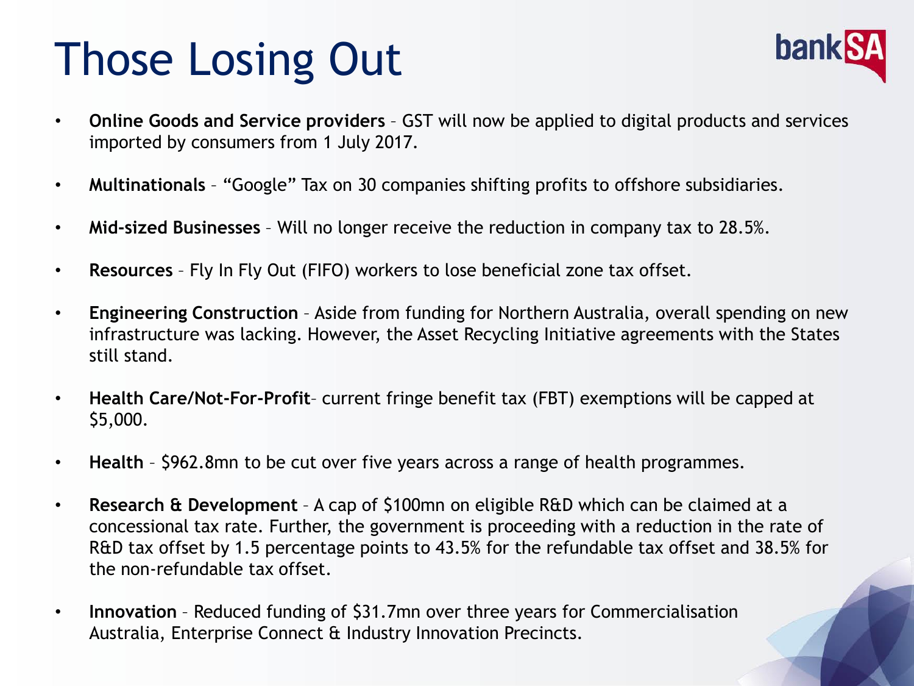# Those Losing Out

- **Online Goods and Service providers** – GST will now be applied to digital products and services imported by consumers from 1 July 2017.
- **Multinationals** – "Google" Tax on 30 companies shifting profits to offshore subsidiaries.
- **Mid-sized Businesses** – Will no longer receive the reduction in company tax to 28.5%.
- **Resources** – Fly In Fly Out (FIFO) workers to lose beneficial zone tax offset.
- **Engineering Construction** – Aside from funding for Northern Australia, overall spending on new infrastructure was lacking. However, the Asset Recycling Initiative agreements with the States still stand.
- **Health Care/Not-For-Profit**– current fringe benefit tax (FBT) exemptions will be capped at $5,000.
- **Health** – $962.8mn to be cut over five years across a range of health programmes.
- **Research & Development** – A cap of $100mn on eligible R&D which can be claimed at a concessional tax rate. Further, the government is proceeding with a reduction in the rate of R&D tax offset by 1.5 percentage points to 43.5% for the refundable tax offset and 38.5% for the non-refundable tax offset.
- **Innovation** – Reduced funding of $31.7mn over three years for Commercialisation Australia, Enterprise Connect & Industry Innovation Precincts.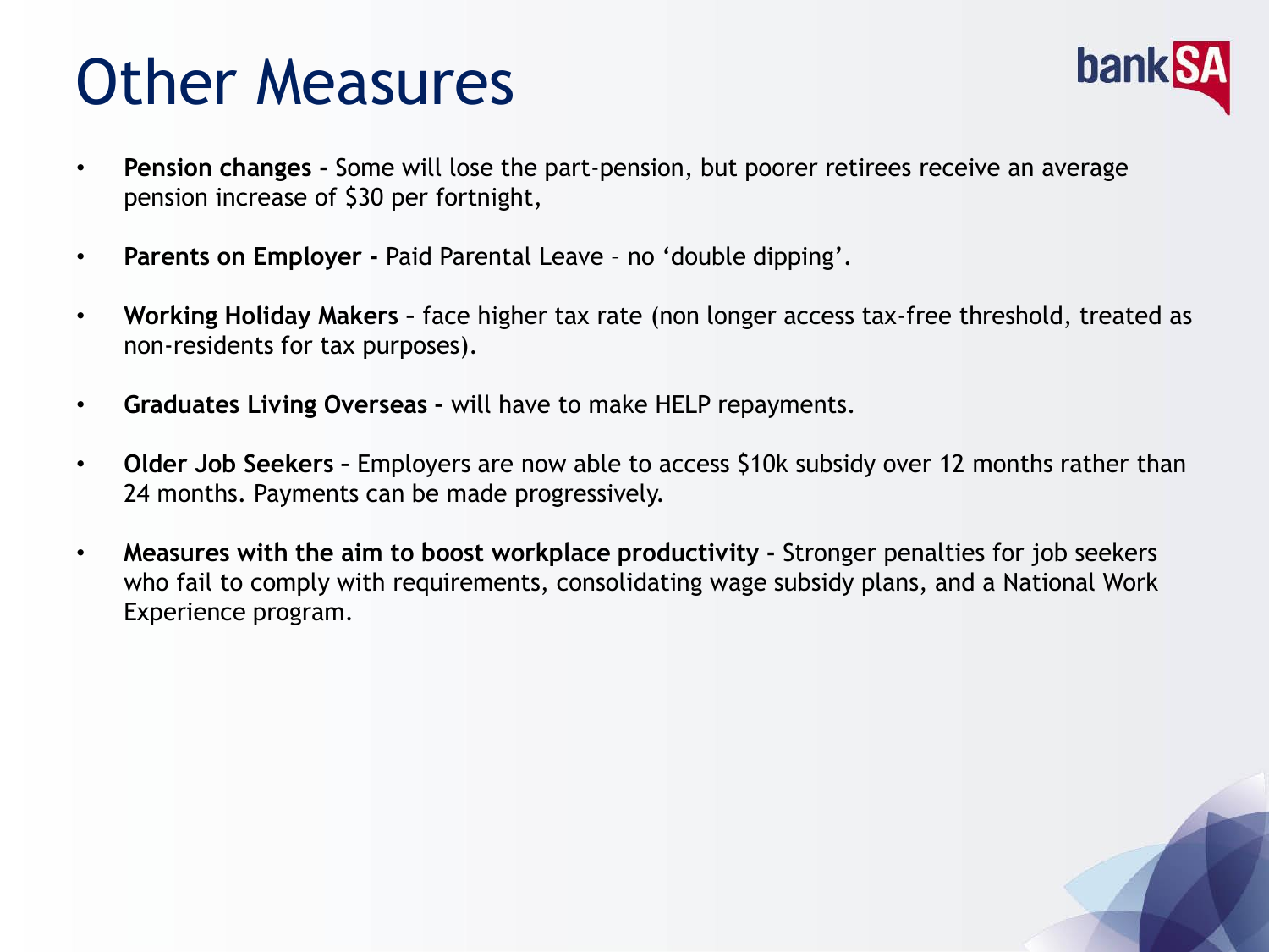# Other Measures

- **Pension changes -** Some will lose the part-pension, but poorer retirees receive an average pension increase of $30 per fortnight,
- **Parents on Employer -** Paid Parental Leave – no 'double dipping'.
- **Working Holiday Makers –** face higher tax rate (non longer access tax-free threshold, treated as non-residents for tax purposes).
- **Graduates Living Overseas –** will have to make HELP repayments.
- **Older Job Seekers –** Employers are now able to access $10k subsidy over 12 months rather than 24 months. Payments can be made progressively.
- **Measures with the aim to boost workplace productivity -** Stronger penalties for job seekers who fail to comply with requirements, consolidating wage subsidy plans, and a National Work Experience program.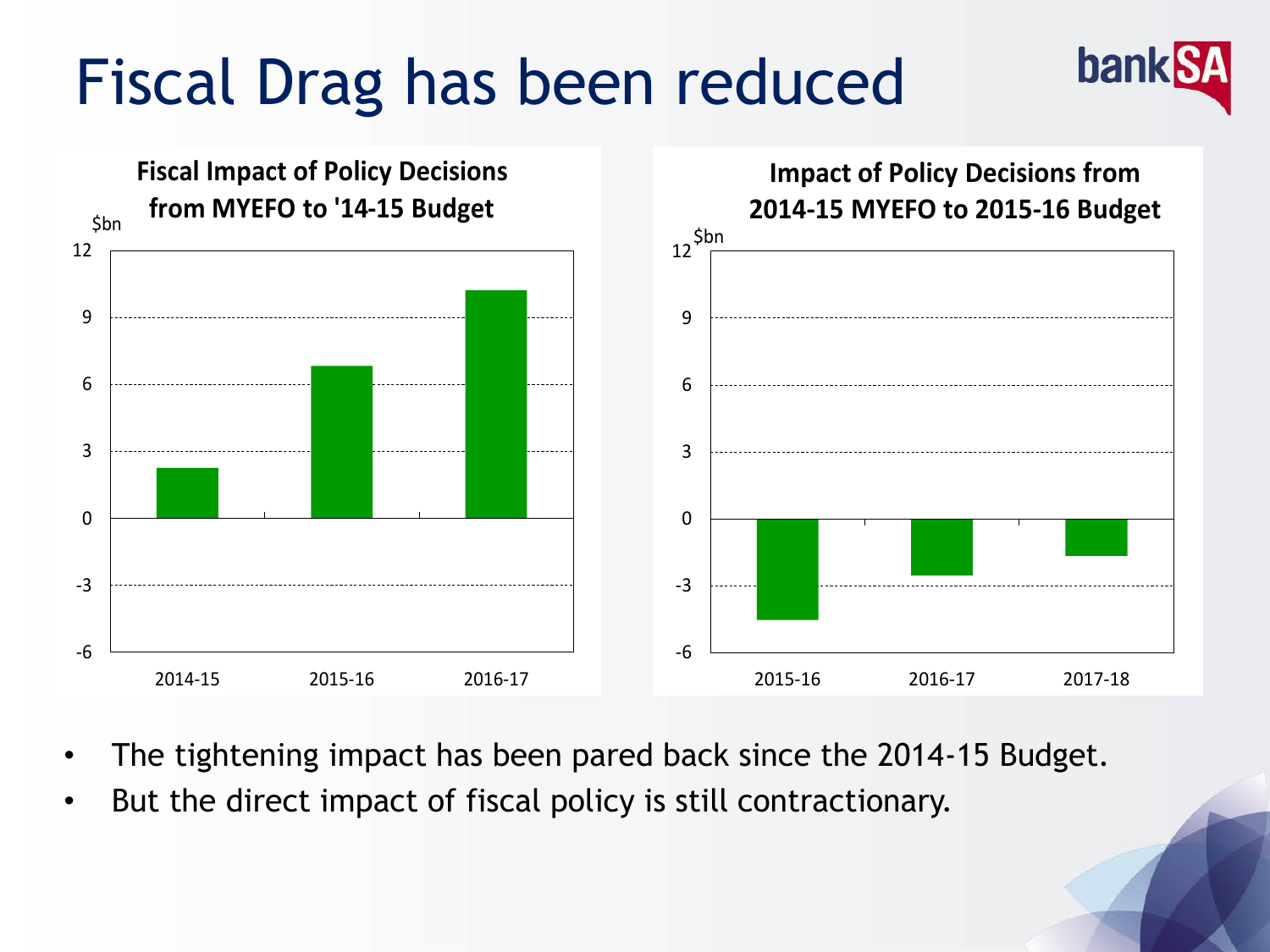# Fiscal Drag has been reduced

**Fiscal Impact of Policy Decisions from MYEFO to '14-15 Budget**

$bn

12
9
6
3
0
-3
-6

2014-15 2015-16 2016-17

**Impact of Policy Decisions from 2014-15 MYEFO to 2015-16 Budget**

$bn

12
9
6
3
0
-3
-6

2015-16 2016-17 2017-18

- The tightening impact has been pared back since the 2014-15 Budget.
- But the direct impact of fiscal policy is still contractionary.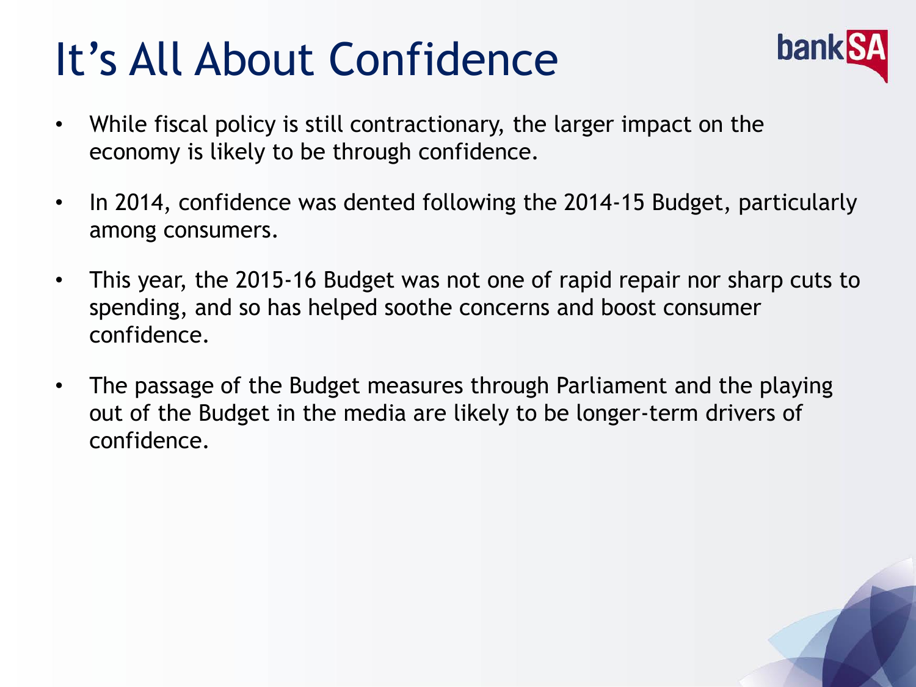# It's All About Confidence

- While fiscal policy is still contractionary, the larger impact on the economy is likely to be through confidence.
- In 2014, confidence was dented following the 2014-15 Budget, particularly among consumers.
- This year, the 2015-16 Budget was not one of rapid repair nor sharp cuts to spending, and so has helped soothe concerns and boost consumer confidence.
- The passage of the Budget measures through Parliament and the playing out of the Budget in the media are likely to be longer-term drivers of confidence.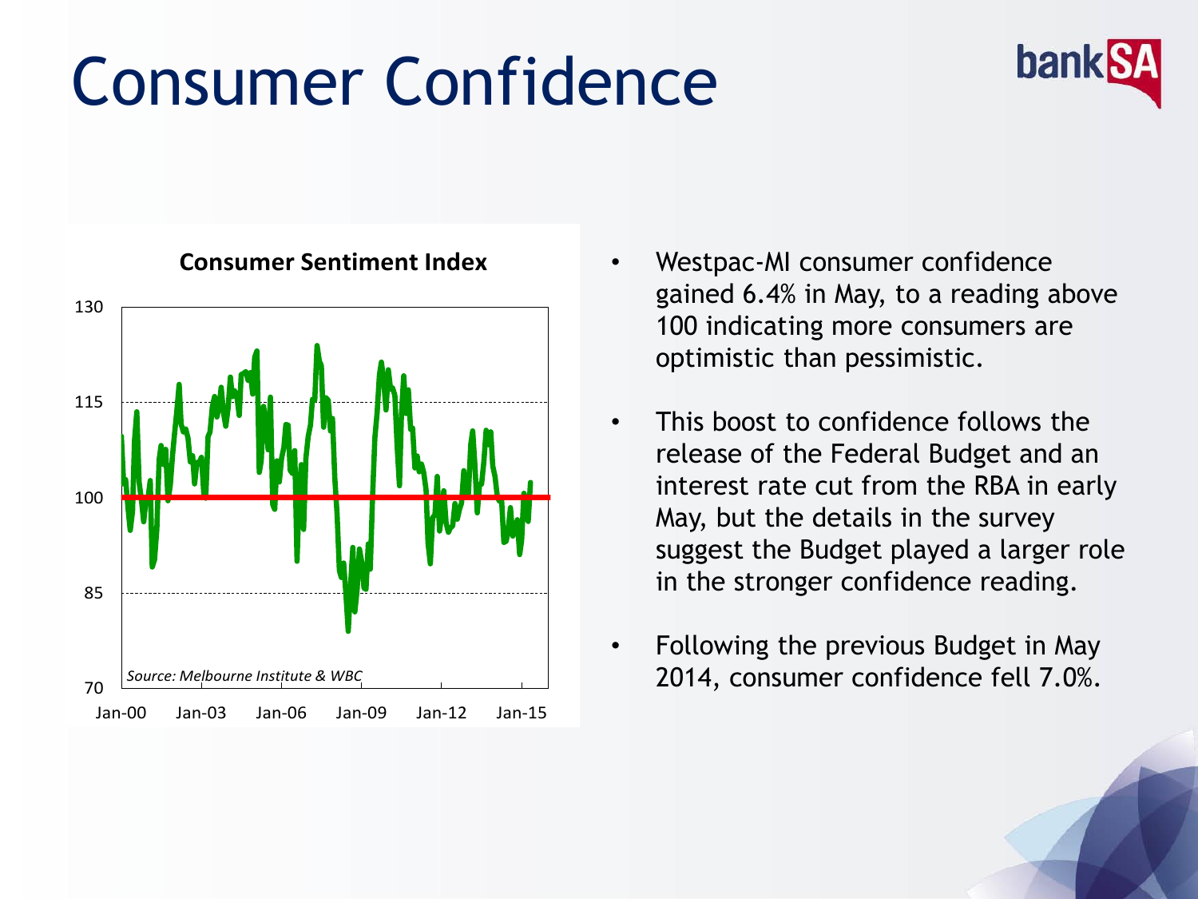# Consumer Confidence

**Consumer Sentiment Index**

*Source: Melbourne Institute & WBC*

- Westpac-MI consumer confidence gained 6.4% in May, to a reading above 100 indicating more consumers are optimistic than pessimistic.
- This boost to confidence follows the release of the Federal Budget and an interest rate cut from the RBA in early May, but the details in the survey suggest the Budget played a larger role in the stronger confidence reading.
- Following the previous Budget in May 2014, consumer confidence fell 7.0%.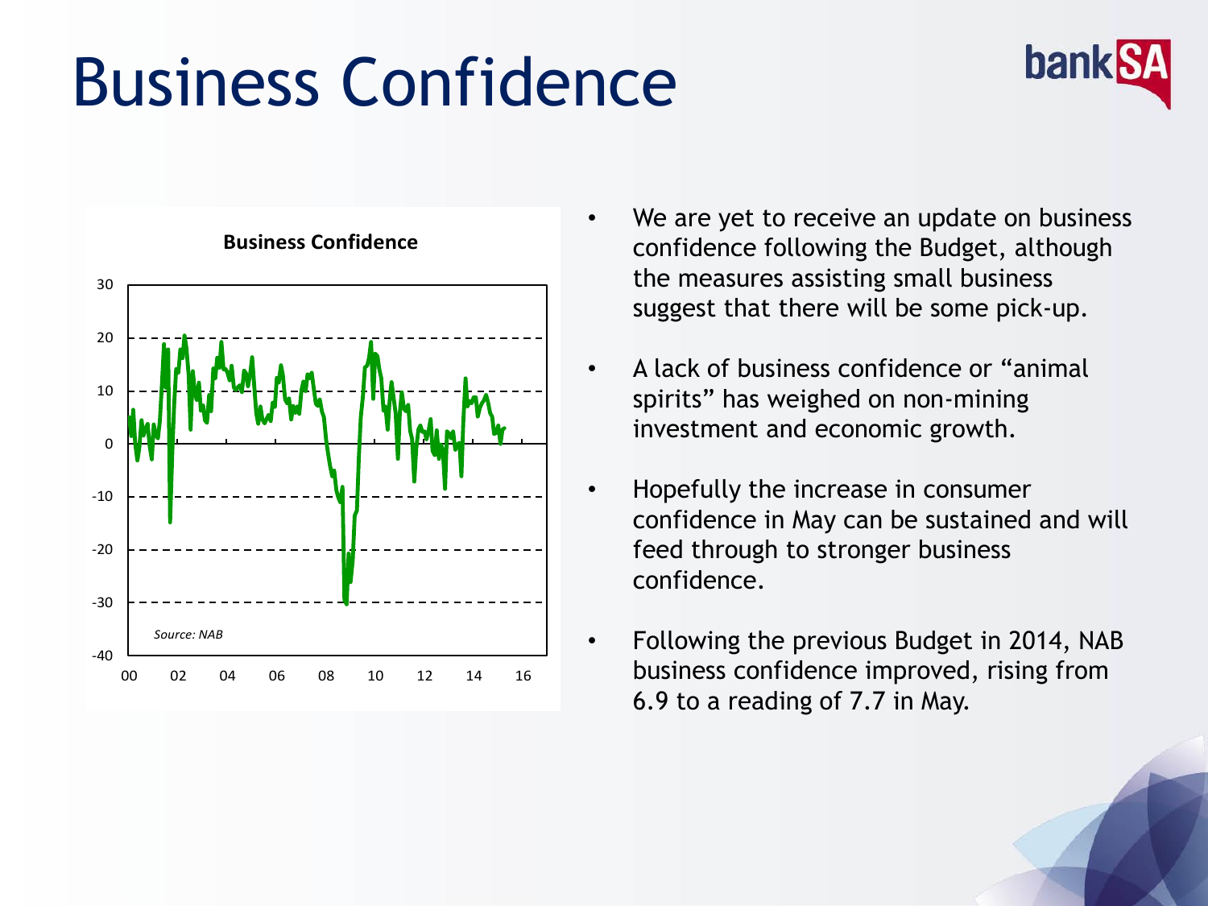# Business Confidence

- We are yet to receive an update on business confidence following the Budget, although the measures assisting small business suggest that there will be some pick-up.
- A lack of business confidence or "animal spirits" has weighed on non-mining investment and economic growth.
- Hopefully the increase in consumer confidence in May can be sustained and will feed through to stronger business confidence.
- Following the previous Budget in 2014, NAB business confidence improved, rising from 6.9 to a reading of 7.7 in May.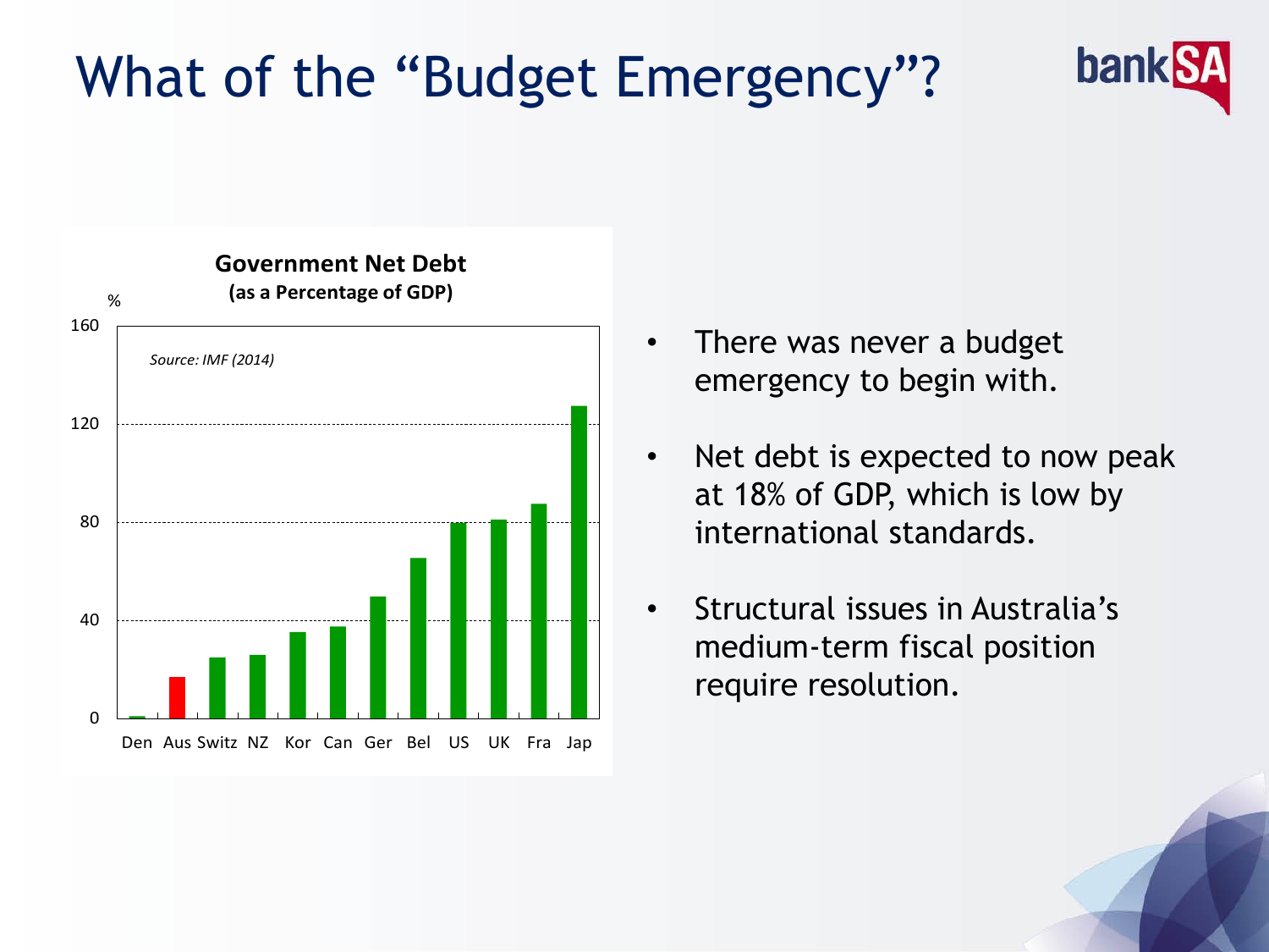# What of the "Budget Emergency"?

**Government Net Debt**
**(as a Percentage of GDP)**

*Source: IMF (2014)*

- There was never a budget emergency to begin with.
- Net debt is expected to now peak at 18% of GDP, which is low by international standards.
- Structural issues in Australia's medium-term fiscal position require resolution.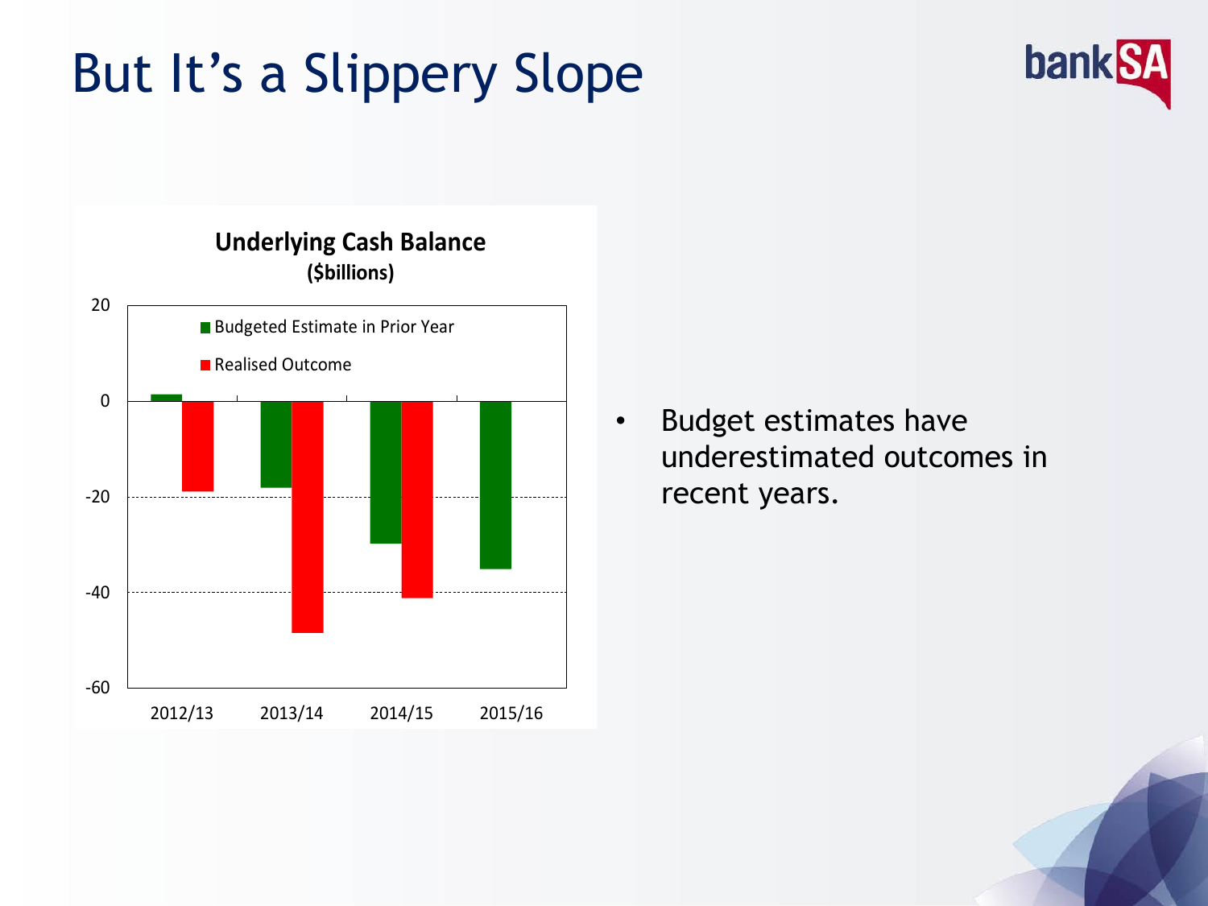# But It's a Slippery Slope

**Underlying Cash Balance**
**($billions)**

- Budget estimates have underestimated outcomes in recent years.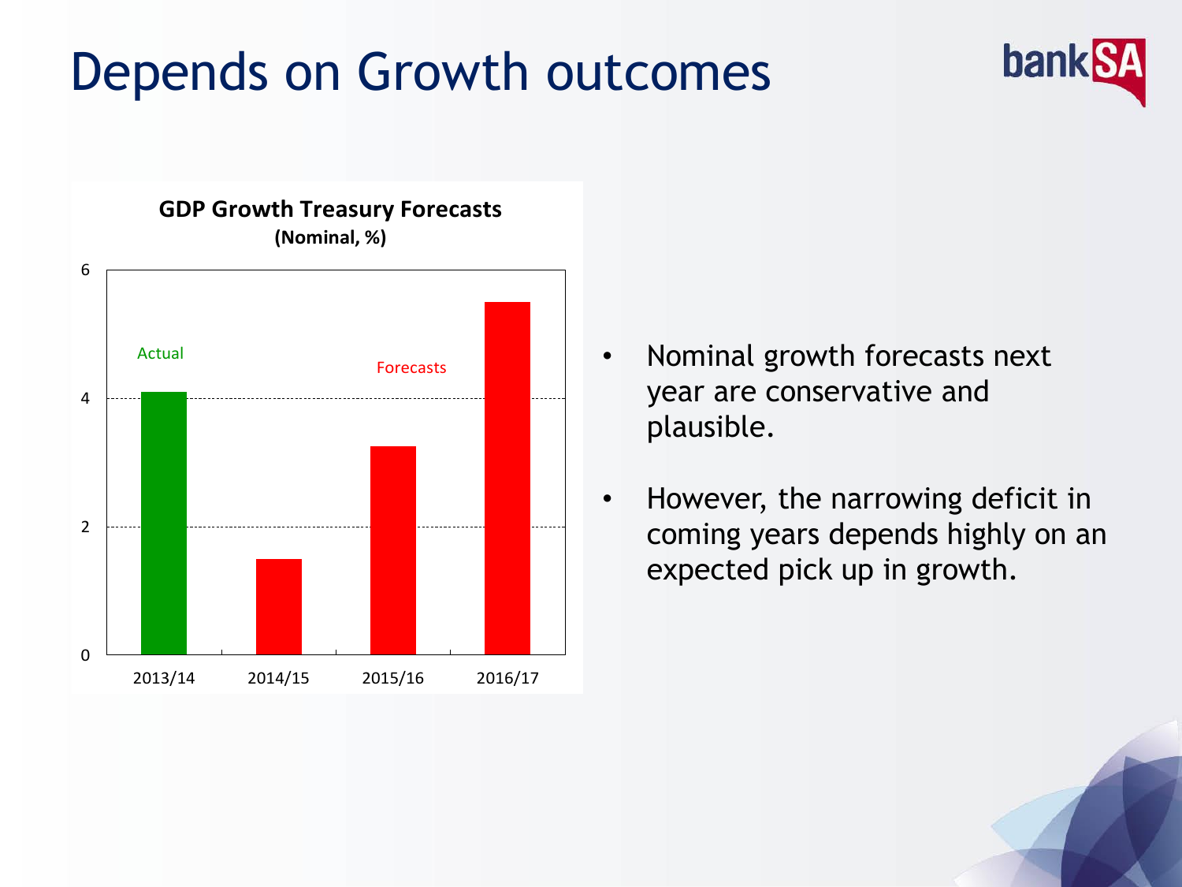# Depends on Growth outcomes

**GDP Growth Treasury Forecasts**
**(Nominal, %)**

| Year | GDP Growth (Nominal, %) | Type |
| --- | --- | --- |
| 2013/14 | ~4.1 | Actual |
| 2014/15 | ~1.5 | Forecasts |
| 2015/16 | ~3.25 | Forecasts |
| 2016/17 | ~5.5 | Forecasts |

- Nominal growth forecasts next year are conservative and plausible.
- However, the narrowing deficit in coming years depends highly on an expected pick up in growth.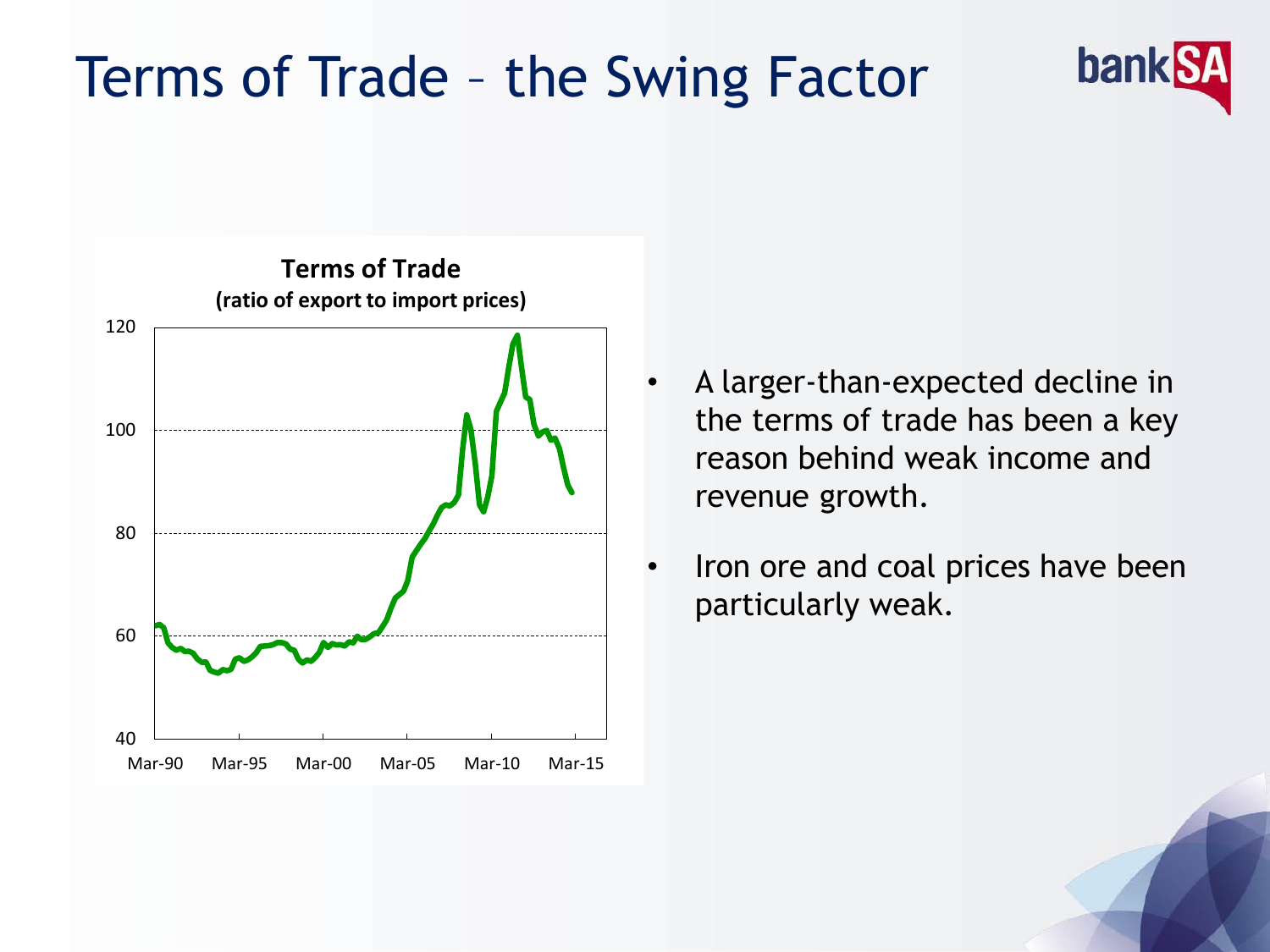# Terms of Trade – the Swing Factor

**Terms of Trade**
**(ratio of export to import prices)**

- A larger-than-expected decline in the terms of trade has been a key reason behind weak income and revenue growth.
- Iron ore and coal prices have been particularly weak.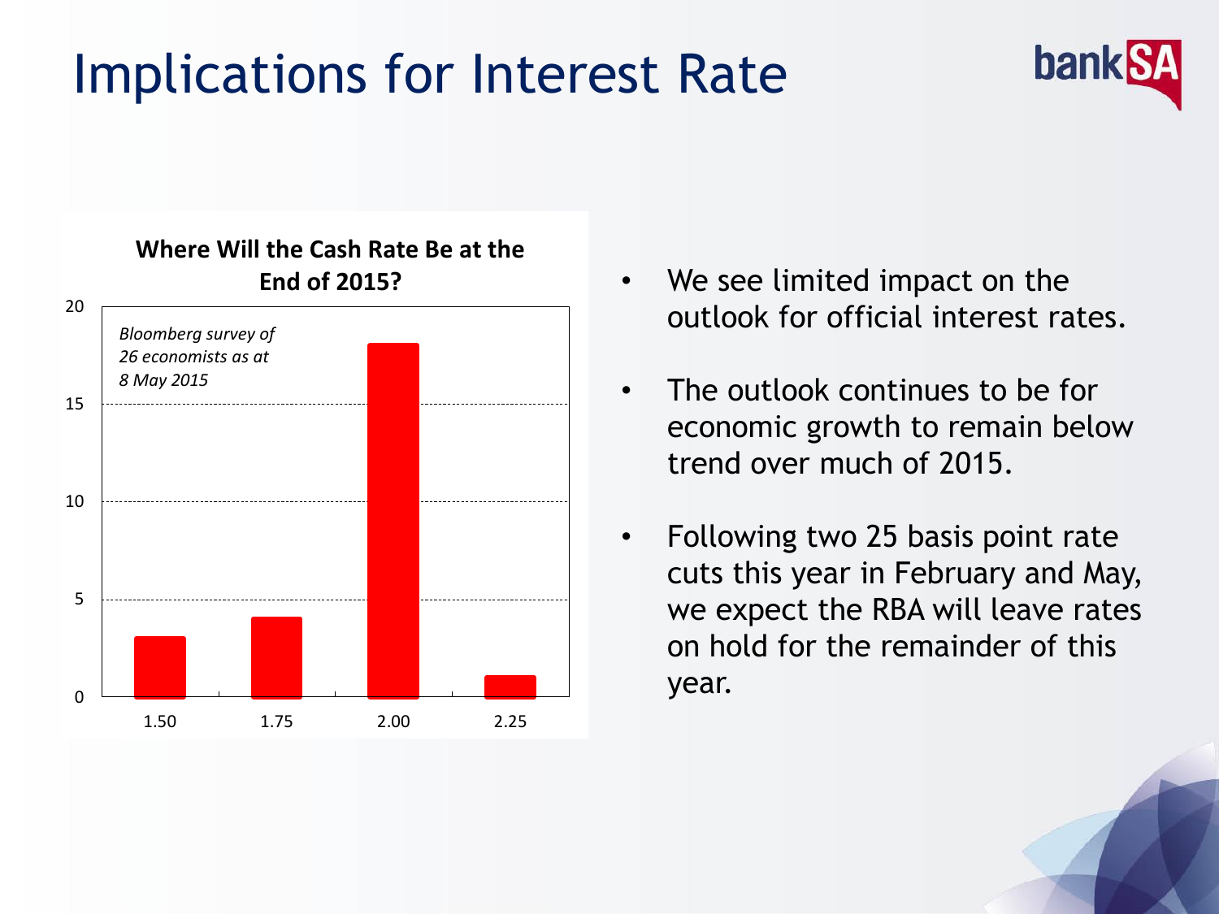# Implications for Interest Rate

**Where Will the Cash Rate Be at the End of 2015?**

*Bloomberg survey of 26 economists as at 8 May 2015*

| Cash Rate | Number of Economists |
|---|---|
| 1.50 | 3 |
| 1.75 | 4 |
| 2.00 | 18 |
| 2.25 | 1 |

- We see limited impact on the outlook for official interest rates.
- The outlook continues to be for economic growth to remain below trend over much of 2015.
- Following two 25 basis point rate cuts this year in February and May, we expect the RBA will leave rates on hold for the remainder of this year.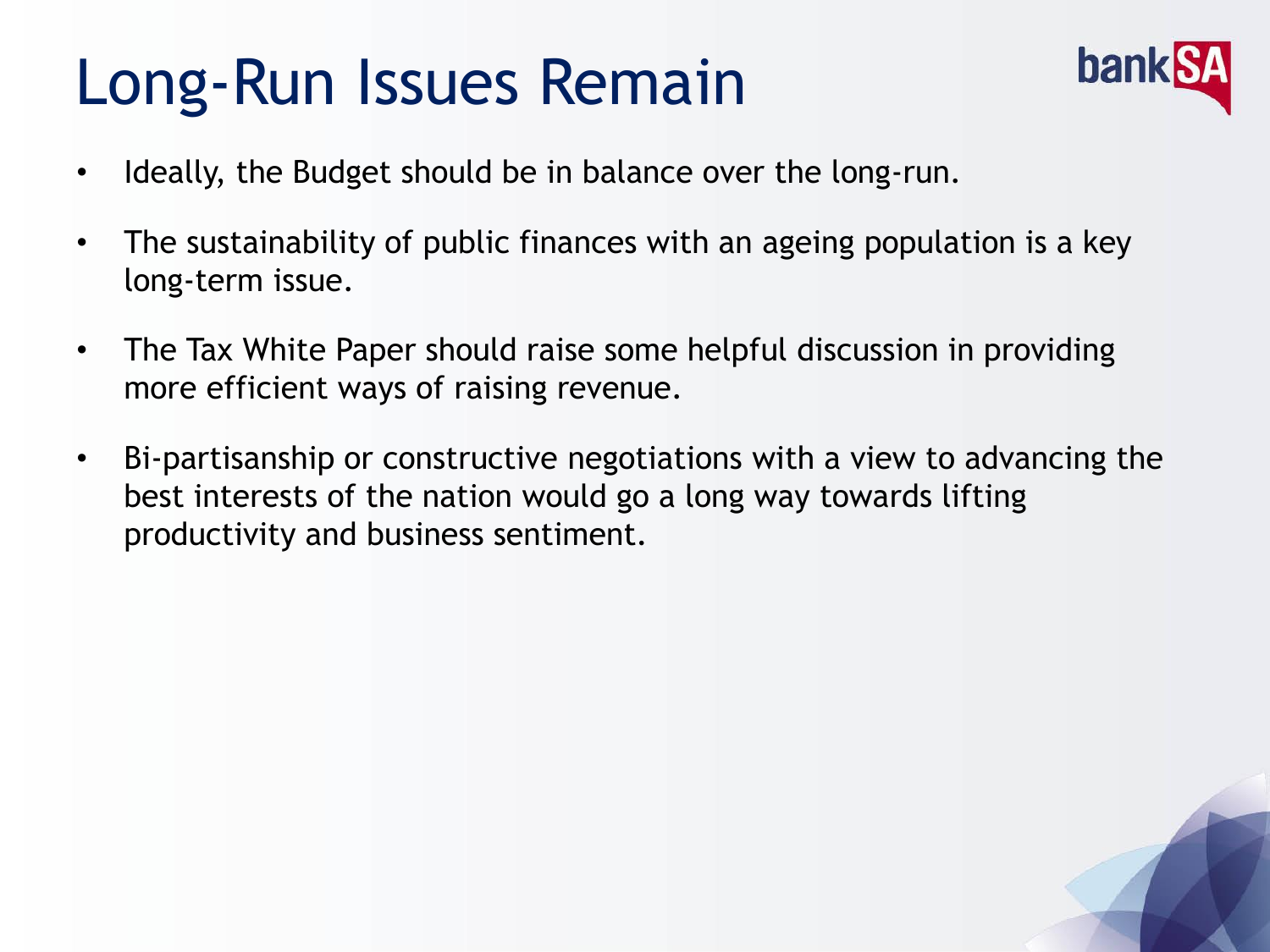# Long-Run Issues Remain

- Ideally, the Budget should be in balance over the long-run.
- The sustainability of public finances with an ageing population is a key long-term issue.
- The Tax White Paper should raise some helpful discussion in providing more efficient ways of raising revenue.
- Bi-partisanship or constructive negotiations with a view to advancing the best interests of the nation would go a long way towards lifting productivity and business sentiment.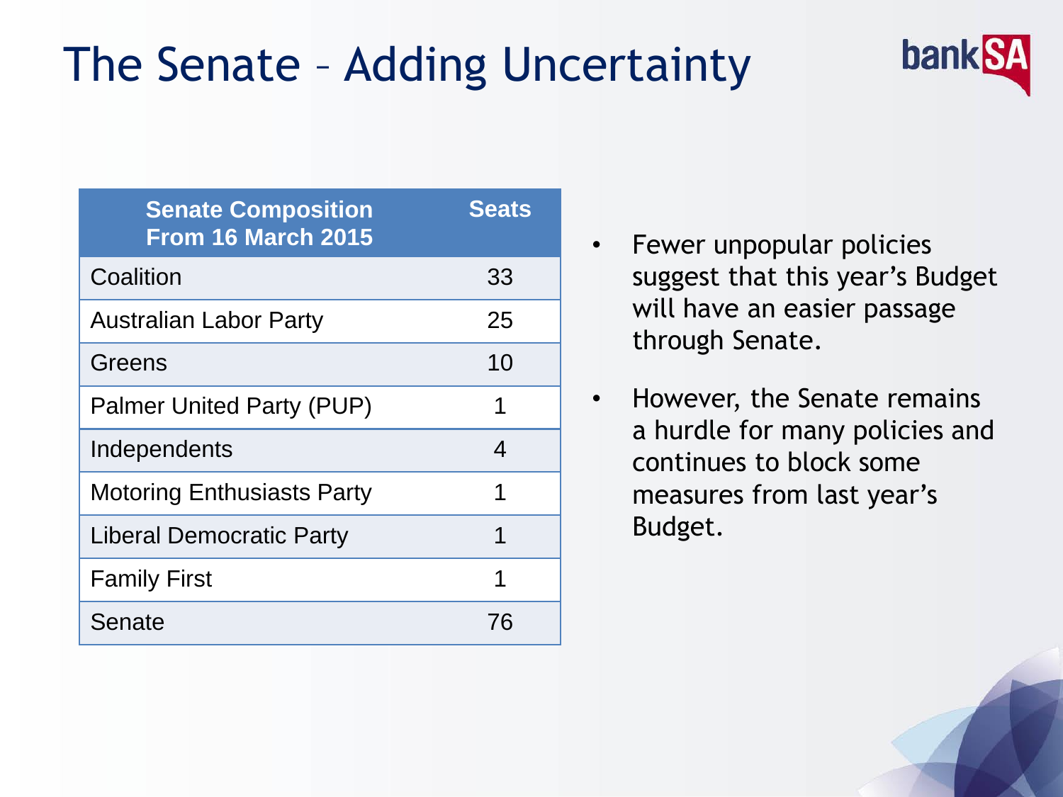# The Senate – Adding Uncertainty

| Senate Composition From 16 March 2015 | Seats |
| --- | --- |
| Coalition | 33 |
| Australian Labor Party | 25 |
| Greens | 10 |
| Palmer United Party (PUP) | 1 |
| Independents | 4 |
| Motoring Enthusiasts Party | 1 |
| Liberal Democratic Party | 1 |
| Family First | 1 |
| Senate | 76 |

- Fewer unpopular policies suggest that this year's Budget will have an easier passage through Senate.
- However, the Senate remains a hurdle for many policies and continues to block some measures from last year's Budget.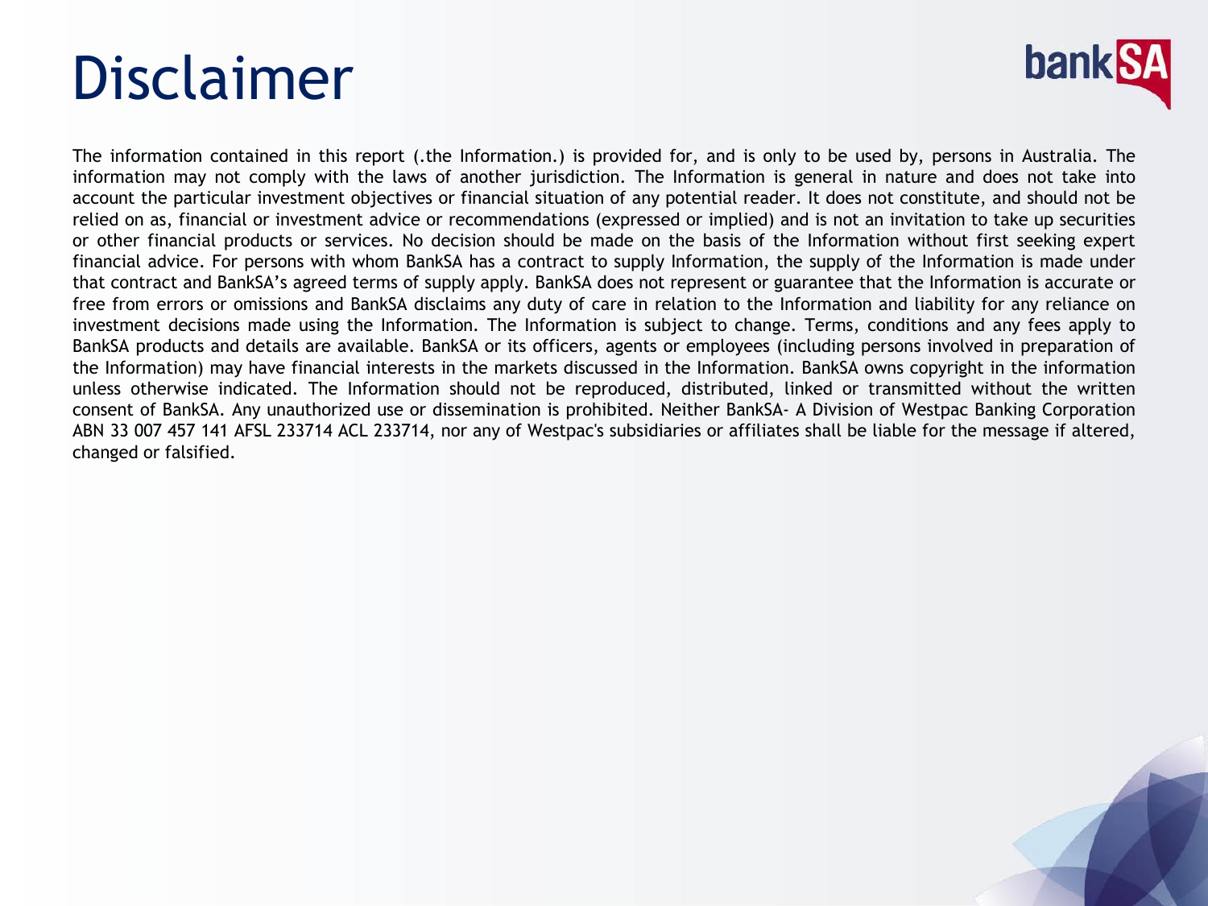# Disclaimer

The information contained in this report (.the Information.) is provided for, and is only to be used by, persons in Australia. The information may not comply with the laws of another jurisdiction. The Information is general in nature and does not take into account the particular investment objectives or financial situation of any potential reader. It does not constitute, and should not be relied on as, financial or investment advice or recommendations (expressed or implied) and is not an invitation to take up securities or other financial products or services. No decision should be made on the basis of the Information without first seeking expert financial advice. For persons with whom BankSA has a contract to supply Information, the supply of the Information is made under that contract and BankSA's agreed terms of supply apply. BankSA does not represent or guarantee that the Information is accurate or free from errors or omissions and BankSA disclaims any duty of care in relation to the Information and liability for any reliance on investment decisions made using the Information. The Information is subject to change. Terms, conditions and any fees apply to BankSA products and details are available. BankSA or its officers, agents or employees (including persons involved in preparation of the Information) may have financial interests in the markets discussed in the Information. BankSA owns copyright in the information unless otherwise indicated. The Information should not be reproduced, distributed, linked or transmitted without the written consent of BankSA. Any unauthorized use or dissemination is prohibited. Neither BankSA- A Division of Westpac Banking Corporation ABN 33 007 457 141 AFSL 233714 ACL 233714, nor any of Westpac's subsidiaries or affiliates shall be liable for the message if altered, changed or falsified.